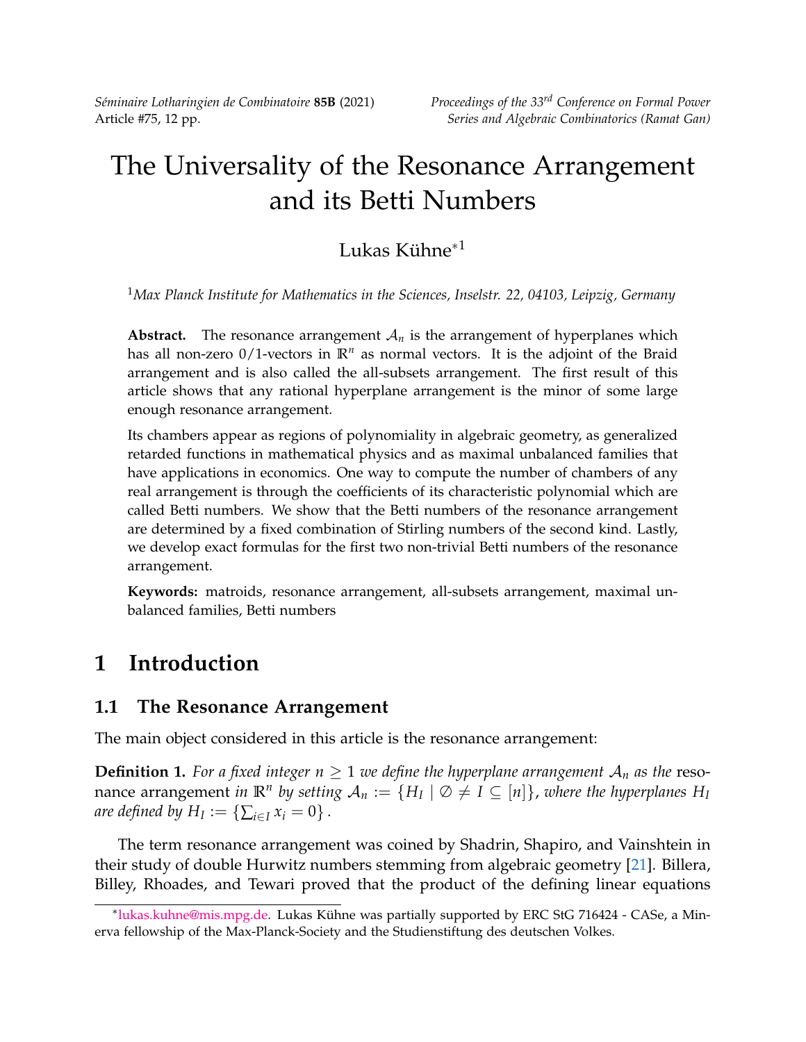# The Universality of the Resonance Arrangement and its Betti Numbers

Lukas Kühne*[1]

[1] *Max Planck Institute for Mathematics in the Sciences, Inselstr. 22, 04103, Leipzig, Germany*

**Abstract.** The resonance arrangement $\mathcal{A}_n$ is the arrangement of hyperplanes which has all non-zero 0/1-vectors in $\mathbb{R}^n$ as normal vectors. It is the adjoint of the Braid arrangement and is also called the all-subsets arrangement. The first result of this article shows that any rational hyperplane arrangement is the minor of some large enough resonance arrangement.

Its chambers appear as regions of polynomiality in algebraic geometry, as generalized retarded functions in mathematical physics and as maximal unbalanced families that have applications in economics. One way to compute the number of chambers of any real arrangement is through the coefficients of its characteristic polynomial which are called Betti numbers. We show that the Betti numbers of the resonance arrangement are determined by a fixed combination of Stirling numbers of the second kind. Lastly, we develop exact formulas for the first two non-trivial Betti numbers of the resonance arrangement.

**Keywords:** matroids, resonance arrangement, all-subsets arrangement, maximal unbalanced families, Betti numbers

# 1 Introduction

## 1.1 The Resonance Arrangement

The main object considered in this article is the resonance arrangement:

**Definition 1.** *For a fixed integer $n \geq 1$ we define the hyperplane arrangement $\mathcal{A}_n$ as the* resonance arrangement *in $\mathbb{R}^n$ by setting $\mathcal{A}_n := \{H_I \mid \emptyset \neq I \subseteq [n]\}$, where the hyperplanes $H_I$ are defined by $H_I := \{\sum_{i \in I} x_i = 0\}$.*

The term resonance arrangement was coined by Shadrin, Shapiro, and Vainshtein in their study of double Hurwitz numbers stemming from algebraic geometry [21]. Billera, Billey, Rhoades, and Tewari proved that the product of the defining linear equations

*lukas.kuhne@mis.mpg.de. Lukas Kühne was partially supported by ERC StG 716424 - CASe, a Minerva fellowship of the Max-Planck-Society and the Studienstiftung des deutschen Volkes.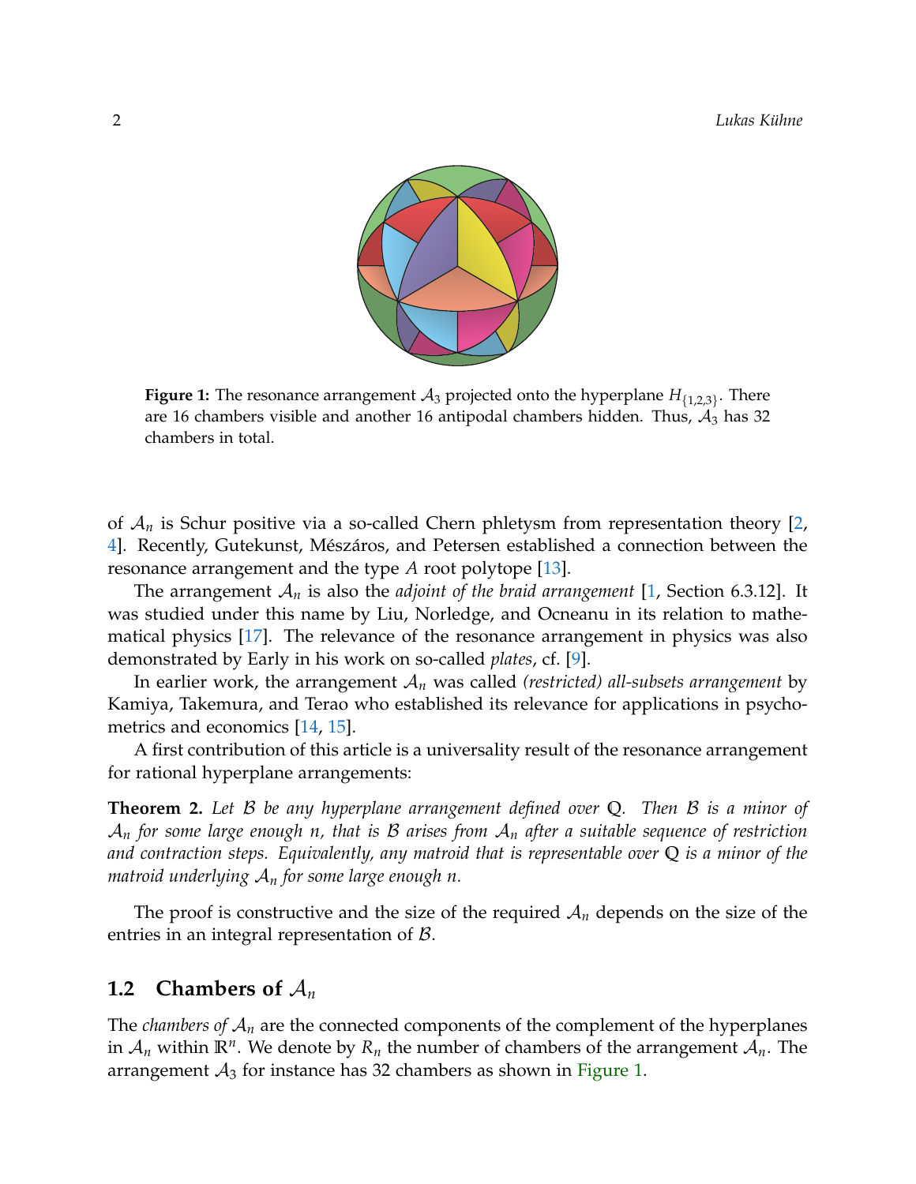**Figure 1:** The resonance arrangement $\mathcal{A}_3$ projected onto the hyperplane $H_{\{1,2,3\}}$. There are 16 chambers visible and another 16 antipodal chambers hidden. Thus, $\mathcal{A}_3$ has 32 chambers in total.

of $\mathcal{A}_n$ is Schur positive via a so-called Chern phletysm from representation theory [2, 4]. Recently, Gutekunst, Mészáros, and Petersen established a connection between the resonance arrangement and the type $A$ root polytope [13].

The arrangement $\mathcal{A}_n$ is also the *adjoint of the braid arrangement* [1, Section 6.3.12]. It was studied under this name by Liu, Norledge, and Ocneanu in its relation to mathematical physics [17]. The relevance of the resonance arrangement in physics was also demonstrated by Early in his work on so-called *plates*, cf. [9].

In earlier work, the arrangement $\mathcal{A}_n$ was called *(restricted) all-subsets arrangement* by Kamiya, Takemura, and Terao who established its relevance for applications in psychometrics and economics [14, 15].

A first contribution of this article is a universality result of the resonance arrangement for rational hyperplane arrangements:

**Theorem 2.** *Let $\mathcal{B}$ be any hyperplane arrangement defined over $\mathbb{Q}$. Then $\mathcal{B}$ is a minor of $\mathcal{A}_n$ for some large enough $n$, that is $\mathcal{B}$ arises from $\mathcal{A}_n$ after a suitable sequence of restriction and contraction steps. Equivalently, any matroid that is representable over $\mathbb{Q}$ is a minor of the matroid underlying $\mathcal{A}_n$ for some large enough $n$.*

The proof is constructive and the size of the required $\mathcal{A}_n$ depends on the size of the entries in an integral representation of $\mathcal{B}$.

### 1.2 Chambers of $\mathcal{A}_n$

The *chambers of $\mathcal{A}_n$* are the connected components of the complement of the hyperplanes in $\mathcal{A}_n$ within $\mathbb{R}^n$. We denote by $R_n$ the number of chambers of the arrangement $\mathcal{A}_n$. The arrangement $\mathcal{A}_3$ for instance has 32 chambers as shown in Figure 1.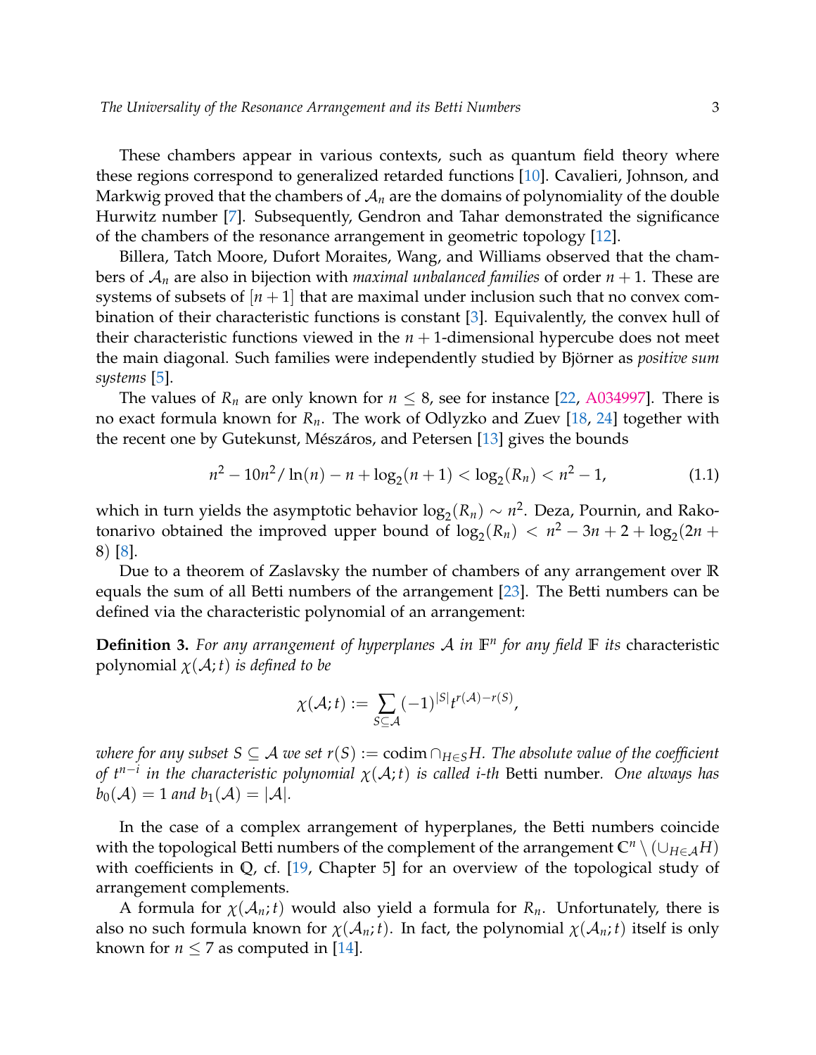These chambers appear in various contexts, such as quantum field theory where these regions correspond to generalized retarded functions [10]. Cavalieri, Johnson, and Markwig proved that the chambers of $\mathcal{A}_n$ are the domains of polynomiality of the double Hurwitz number [7]. Subsequently, Gendron and Tahar demonstrated the significance of the chambers of the resonance arrangement in geometric topology [12].

Billera, Tatch Moore, Dufort Moraites, Wang, and Williams observed that the chambers of $\mathcal{A}_n$ are also in bijection with *maximal unbalanced families* of order $n+1$. These are systems of subsets of $[n+1]$ that are maximal under inclusion such that no convex combination of their characteristic functions is constant [3]. Equivalently, the convex hull of their characteristic functions viewed in the $n+1$-dimensional hypercube does not meet the main diagonal. Such families were independently studied by Björner as *positive sum systems* [5].

The values of $R_n$ are only known for $n \leq 8$, see for instance [22, A034997]. There is no exact formula known for $R_n$. The work of Odlyzko and Zuev [18, 24] together with the recent one by Gutekunst, Mészáros, and Petersen [13] gives the bounds

$$n^2 - 10n^2/\ln(n) - n + \log_2(n+1) < \log_2(R_n) < n^2 - 1, \tag{1.1}$$

which in turn yields the asymptotic behavior $\log_2(R_n) \sim n^2$. Deza, Pournin, and Rakotonarivo obtained the improved upper bound of $\log_2(R_n) < n^2 - 3n + 2 + \log_2(2n + 8)$ [8].

Due to a theorem of Zaslavsky the number of chambers of any arrangement over $\mathbb{R}$ equals the sum of all Betti numbers of the arrangement [23]. The Betti numbers can be defined via the characteristic polynomial of an arrangement:

**Definition 3.** *For any arrangement of hyperplanes $\mathcal{A}$ in $\mathbb{F}^n$ for any field $\mathbb{F}$ its* characteristic polynomial $\chi(\mathcal{A};t)$ *is defined to be*

$$\chi(\mathcal{A};t) := \sum_{S \subseteq \mathcal{A}} (-1)^{|S|} t^{r(\mathcal{A})-r(S)},$$

*where for any subset $S \subseteq \mathcal{A}$ we set $r(S) := \operatorname{codim} \cap_{H \in S} H$. The absolute value of the coefficient of $t^{n-i}$ in the characteristic polynomial $\chi(\mathcal{A};t)$ is called i-th* Betti number*. One always has $b_0(\mathcal{A}) = 1$ and $b_1(\mathcal{A}) = |\mathcal{A}|$.*

In the case of a complex arrangement of hyperplanes, the Betti numbers coincide with the topological Betti numbers of the complement of the arrangement $\mathbb{C}^n \setminus (\cup_{H \in \mathcal{A}} H)$ with coefficients in $\mathbb{Q}$, cf. [19, Chapter 5] for an overview of the topological study of arrangement complements.

A formula for $\chi(\mathcal{A}_n;t)$ would also yield a formula for $R_n$. Unfortunately, there is also no such formula known for $\chi(\mathcal{A}_n;t)$. In fact, the polynomial $\chi(\mathcal{A}_n;t)$ itself is only known for $n \leq 7$ as computed in [14].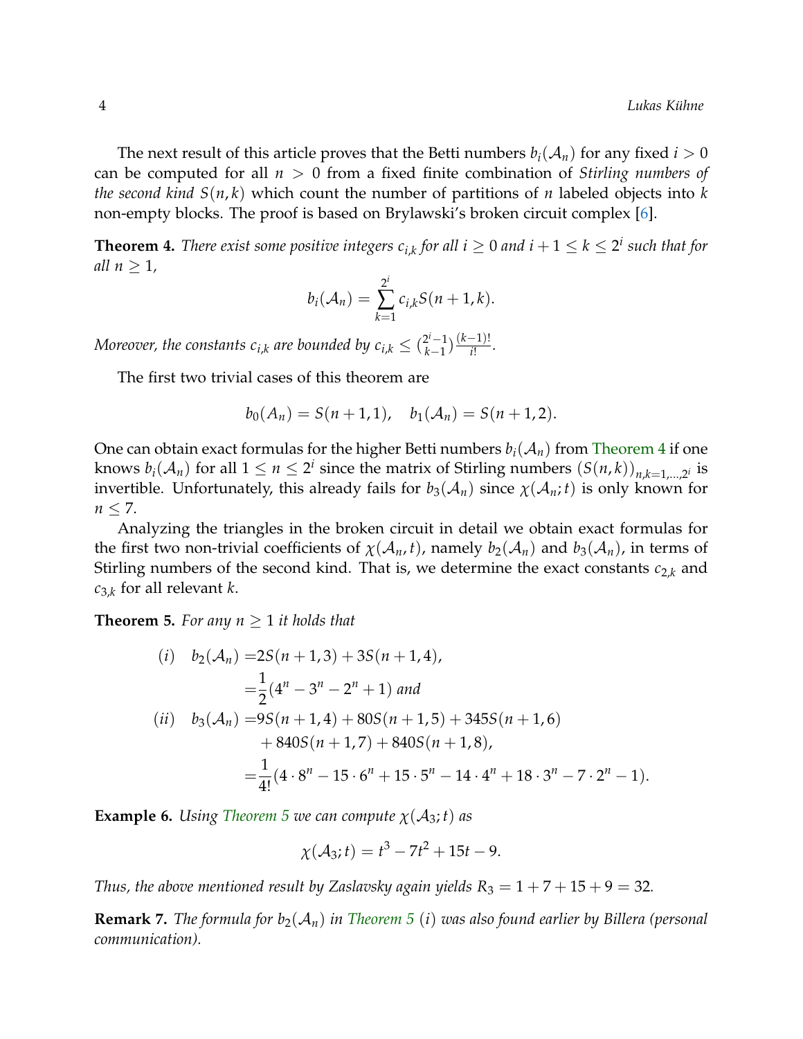The next result of this article proves that the Betti numbers $b_i(\mathcal{A}_n)$ for any fixed $i > 0$ can be computed for all $n > 0$ from a fixed finite combination of *Stirling numbers of the second kind* $S(n,k)$ which count the number of partitions of $n$ labeled objects into $k$ non-empty blocks. The proof is based on Brylawski's broken circuit complex [6].

**Theorem 4.** *There exist some positive integers $c_{i,k}$ for all $i \geq 0$ and $i+1 \leq k \leq 2^i$ such that for all $n \geq 1$,*

$$b_i(\mathcal{A}_n) = \sum_{k=1}^{2^i} c_{i,k} S(n+1,k).$$

*Moreover, the constants $c_{i,k}$ are bounded by $c_{i,k} \leq \binom{2^i-1}{k-1}\frac{(k-1)!}{i!}$.*

The first two trivial cases of this theorem are

$$b_0(A_n) = S(n+1,1), \quad b_1(A_n) = S(n+1,2).$$

One can obtain exact formulas for the higher Betti numbers $b_i(A_n)$ from Theorem 4 if one knows $b_i(\mathcal{A}_n)$ for all $1 \leq n \leq 2^i$ since the matrix of Stirling numbers $(S(n,k))_{n,k=1,\ldots,2^i}$ is invertible. Unfortunately, this already fails for $b_3(\mathcal{A}_n)$ since $\chi(\mathcal{A}_n;t)$ is only known for $n \leq 7$.

Analyzing the triangles in the broken circuit in detail we obtain exact formulas for the first two non-trivial coefficients of $\chi(\mathcal{A}_n,t)$, namely $b_2(\mathcal{A}_n)$ and $b_3(\mathcal{A}_n)$, in terms of Stirling numbers of the second kind. That is, we determine the exact constants $c_{2,k}$ and $c_{3,k}$ for all relevant $k$.

**Theorem 5.** *For any $n \geq 1$ it holds that*

$$\begin{aligned}
(i) \quad b_2(\mathcal{A}_n) =& 2S(n+1,3) + 3S(n+1,4), \\
=& \frac{1}{2}(4^n - 3^n - 2^n + 1) \text{ and} \\
(ii) \quad b_3(\mathcal{A}_n) =& 9S(n+1,4) + 80S(n+1,5) + 345S(n+1,6) \\
&+ 840S(n+1,7) + 840S(n+1,8), \\
=& \frac{1}{4!}(4\cdot 8^n - 15\cdot 6^n + 15\cdot 5^n - 14\cdot 4^n + 18\cdot 3^n - 7\cdot 2^n - 1).
\end{aligned}$$

**Example 6.** *Using Theorem 5 we can compute $\chi(\mathcal{A}_3;t)$ as*

$$\chi(\mathcal{A}_3;t) = t^3 - 7t^2 + 15t - 9.$$

*Thus, the above mentioned result by Zaslavsky again yields $R_3 = 1 + 7 + 15 + 9 = 32$.*

**Remark 7.** *The formula for $b_2(\mathcal{A}_n)$ in Theorem 5 (i) was also found earlier by Billera (personal communication).*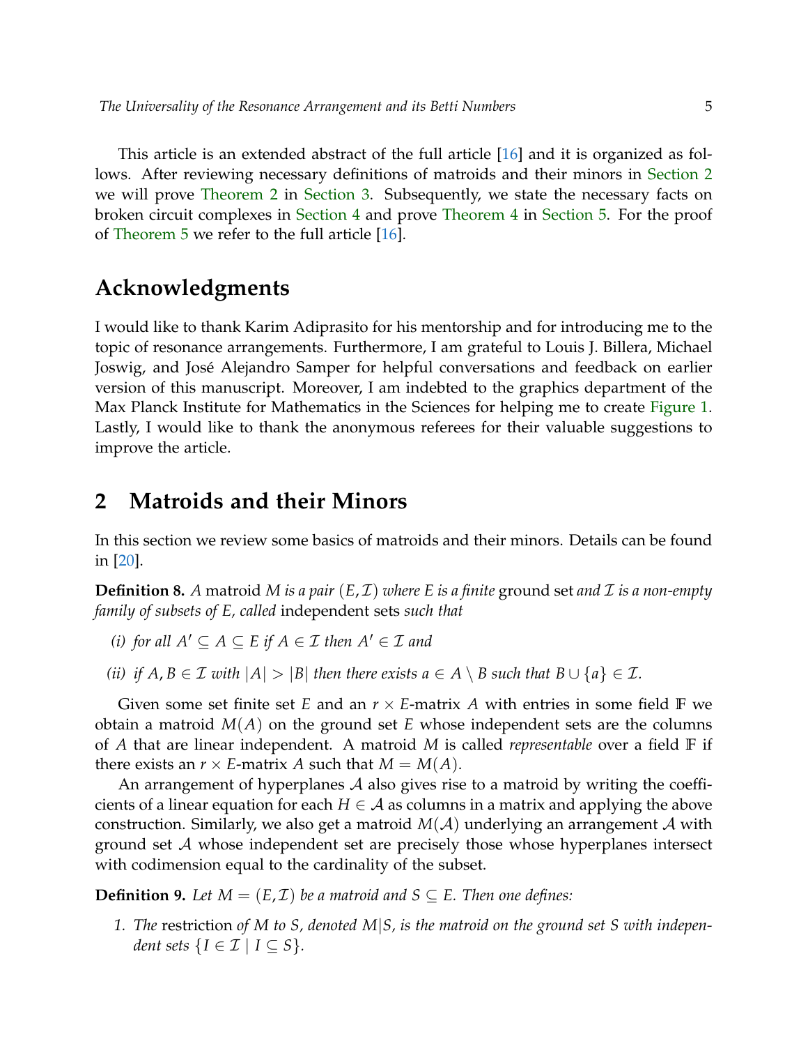This article is an extended abstract of the full article [16] and it is organized as follows. After reviewing necessary definitions of matroids and their minors in Section 2 we will prove Theorem 2 in Section 3. Subsequently, we state the necessary facts on broken circuit complexes in Section 4 and prove Theorem 4 in Section 5. For the proof of Theorem 5 we refer to the full article [16].

## Acknowledgments

I would like to thank Karim Adiprasito for his mentorship and for introducing me to the topic of resonance arrangements. Furthermore, I am grateful to Louis J. Billera, Michael Joswig, and José Alejandro Samper for helpful conversations and feedback on earlier version of this manuscript. Moreover, I am indebted to the graphics department of the Max Planck Institute for Mathematics in the Sciences for helping me to create Figure 1. Lastly, I would like to thank the anonymous referees for their valuable suggestions to improve the article.

# 2 Matroids and their Minors

In this section we review some basics of matroids and their minors. Details can be found in [20].

**Definition 8.** *A* matroid *$M$ is a pair $(E, \mathcal{I})$ where $E$ is a finite* ground set *and $\mathcal{I}$ is a non-empty family of subsets of $E$, called* independent sets *such that*

*(i) for all $A' \subseteq A \subseteq E$ if $A \in \mathcal{I}$ then $A' \in \mathcal{I}$ and*

*(ii) if $A, B \in \mathcal{I}$ with $|A| > |B|$ then there exists $a \in A \setminus B$ such that $B \cup \{a\} \in \mathcal{I}$.*

Given some set finite set $E$ and an $r \times E$-matrix $A$ with entries in some field $\mathbb{F}$ we obtain a matroid $M(A)$ on the ground set $E$ whose independent sets are the columns of $A$ that are linear independent. A matroid $M$ is called *representable* over a field $\mathbb{F}$ if there exists an $r \times E$-matrix $A$ such that $M = M(A)$.

An arrangement of hyperplanes $\mathcal{A}$ also gives rise to a matroid by writing the coefficients of a linear equation for each $H \in \mathcal{A}$ as columns in a matrix and applying the above construction. Similarly, we also get a matroid $M(\mathcal{A})$ underlying an arrangement $\mathcal{A}$ with ground set $\mathcal{A}$ whose independent set are precisely those whose hyperplanes intersect with codimension equal to the cardinality of the subset.

**Definition 9.** *Let $M = (E, \mathcal{I})$ be a matroid and $S \subseteq E$. Then one defines:*

1. *The* restriction *of $M$ to $S$, denoted $M|S$, is the matroid on the ground set $S$ with independent sets $\{I \in \mathcal{I} \mid I \subseteq S\}$.*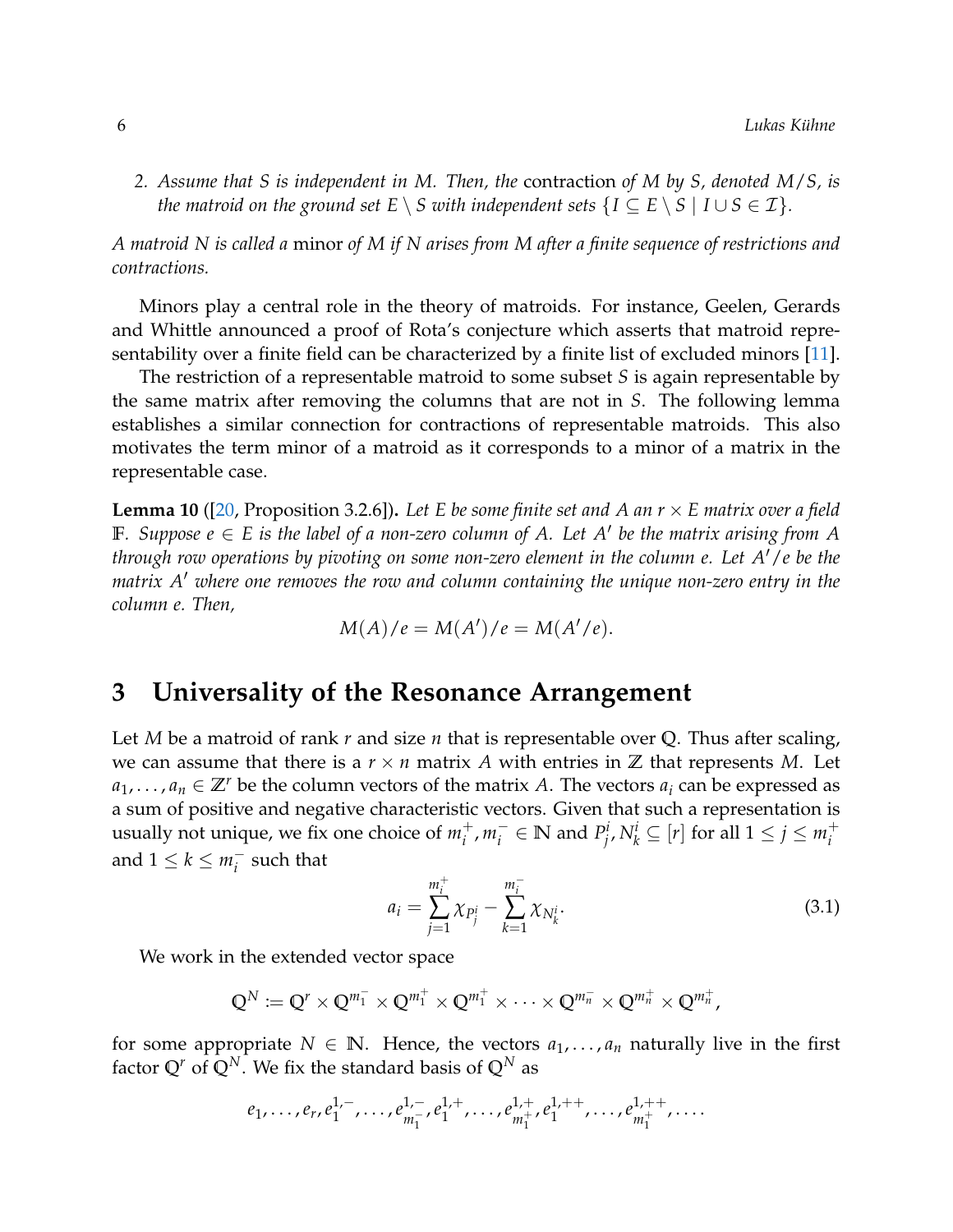2. *Assume that $S$ is independent in $M$. Then, the* contraction *of $M$ by $S$, denoted $M/S$, is the matroid on the ground set $E \setminus S$ with independent sets $\{I \subseteq E \setminus S \mid I \cup S \in \mathcal{I}\}$.*

*A matroid $N$ is called a* minor *of $M$ if $N$ arises from $M$ after a finite sequence of restrictions and contractions.*

Minors play a central role in the theory of matroids. For instance, Geelen, Gerards and Whittle announced a proof of Rota's conjecture which asserts that matroid representability over a finite field can be characterized by a finite list of excluded minors [11].

The restriction of a representable matroid to some subset $S$ is again representable by the same matrix after removing the columns that are not in $S$. The following lemma establishes a similar connection for contractions of representable matroids. This also motivates the term minor of a matroid as it corresponds to a minor of a matrix in the representable case.

**Lemma 10** ([20, Proposition 3.2.6])**.** *Let $E$ be some finite set and $A$ an $r \times E$ matrix over a field $\mathbb{F}$. Suppose $e \in E$ is the label of a non-zero column of $A$. Let $A'$ be the matrix arising from $A$ through row operations by pivoting on some non-zero element in the column $e$. Let $A'/e$ be the matrix $A'$ where one removes the row and column containing the unique non-zero entry in the column $e$. Then,*

$$M(A)/e = M(A')/e = M(A'/e).$$

# 3 Universality of the Resonance Arrangement

Let $M$ be a matroid of rank $r$ and size $n$ that is representable over $\mathbb{Q}$. Thus after scaling, we can assume that there is a $r \times n$ matrix $A$ with entries in $\mathbb{Z}$ that represents $M$. Let $a_1, \ldots, a_n \in \mathbb{Z}^r$ be the column vectors of the matrix $A$. The vectors $a_i$ can be expressed as a sum of positive and negative characteristic vectors. Given that such a representation is usually not unique, we fix one choice of $m_i^+, m_i^- \in \mathbb{N}$ and $P_j^i, N_k^i \subseteq [r]$ for all $1 \leq j \leq m_i^+$ and $1 \leq k \leq m_i^-$ such that

$$a_i = \sum_{j=1}^{m_i^+} \chi_{P_j^i} - \sum_{k=1}^{m_i^-} \chi_{N_k^i}. \tag{3.1}$$

We work in the extended vector space

$$\mathbb{Q}^N := \mathbb{Q}^r \times \mathbb{Q}^{m_1^-} \times \mathbb{Q}^{m_1^+} \times \mathbb{Q}^{m_1^+} \times \cdots \times \mathbb{Q}^{m_n^-} \times \mathbb{Q}^{m_n^+} \times \mathbb{Q}^{m_n^+},$$

for some appropriate $N \in \mathbb{N}$. Hence, the vectors $a_1, \ldots, a_n$ naturally live in the first factor $\mathbb{Q}^r$ of $\mathbb{Q}^N$. We fix the standard basis of $\mathbb{Q}^N$ as

$$e_1, \ldots, e_r, e_1^{1,-}, \ldots, e_{m_1^-}^{1,-}, e_1^{1,+}, \ldots, e_{m_1^+}^{1,+}, e_1^{1,++}, \ldots, e_{m_1^+}^{1,++}, \ldots.$$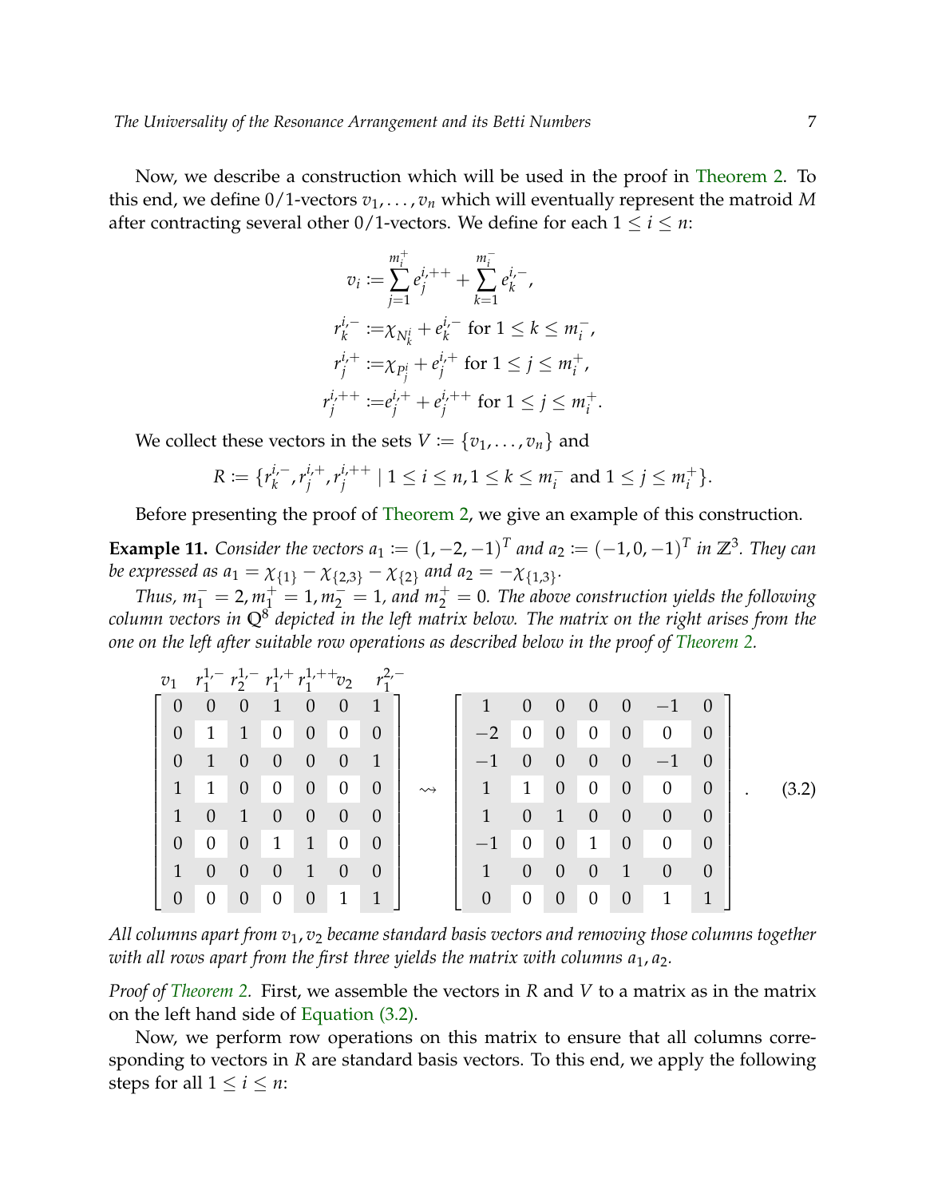Now, we describe a construction which will be used in the proof in Theorem 2. To this end, we define 0/1-vectors $v_1, \dots, v_n$ which will eventually represent the matroid $M$ after contracting several other 0/1-vectors. We define for each $1 \le i \le n$:

$$
\begin{aligned}
v_i &:= \sum_{j=1}^{m_i^+} e_j^{i,++} + \sum_{k=1}^{m_i^-} e_k^{i,-}, \\
r_k^{i,-} &:= \chi_{N_k^i} + e_k^{i,-} \text{ for } 1 \le k \le m_i^-, \\
r_j^{i,+} &:= \chi_{P_j^i} + e_j^{i,+} \text{ for } 1 \le j \le m_i^+, \\
r_j^{i,++} &:= e_j^{i,+} + e_j^{i,++} \text{ for } 1 \le j \le m_i^+.
\end{aligned}
$$

We collect these vectors in the sets $V := \{v_1, \dots, v_n\}$ and

$$
R := \{r_k^{i,-}, r_j^{i,+}, r_j^{i,++} \mid 1 \le i \le n, 1 \le k \le m_i^- \text{ and } 1 \le j \le m_i^+\}.
$$

Before presenting the proof of Theorem 2, we give an example of this construction.

**Example 11.** *Consider the vectors $a_1 := (1, -2, -1)^T$ and $a_2 := (-1, 0, -1)^T$ in $\mathbb{Z}^3$. They can be expressed as $a_1 = \chi_{\{1\}} - \chi_{\{2,3\}} - \chi_{\{2\}}$ and $a_2 = -\chi_{\{1,3\}}$.*

*Thus, $m_1^- = 2, m_1^+ = 1, m_2^- = 1$, and $m_2^+ = 0$. The above construction yields the following column vectors in $\mathbb{Q}^8$ depicted in the left matrix below. The matrix on the right arises from the one on the left after suitable row operations as described below in the proof of Theorem 2.*

$$
\begin{array}{c}
\begin{matrix} v_1 & r_1^{1,-} & r_2^{1,-} & r_1^{1,+} & r_1^{1,++} & v_2 & r_1^{2,-} \end{matrix} \\
\begin{bmatrix}
0 & 0 & 0 & 1 & 0 & 0 & 1 \\
0 & 1 & 1 & 0 & 0 & 0 & 0 \\
0 & 1 & 0 & 0 & 0 & 0 & 1 \\
1 & 1 & 0 & 0 & 0 & 0 & 0 \\
1 & 0 & 1 & 0 & 0 & 0 & 0 \\
0 & 0 & 0 & 1 & 1 & 0 & 0 \\
1 & 0 & 0 & 0 & 1 & 0 & 0 \\
0 & 0 & 0 & 0 & 0 & 1 & 1
\end{bmatrix}
\end{array}
\rightsquigarrow
\begin{bmatrix}
1 & 0 & 0 & 0 & 0 & -1 & 0 \\
-2 & 0 & 0 & 0 & 0 & 0 & 0 \\
-1 & 0 & 0 & 0 & 0 & -1 & 0 \\
1 & 1 & 0 & 0 & 0 & 0 & 0 \\
1 & 0 & 1 & 0 & 0 & 0 & 0 \\
-1 & 0 & 0 & 1 & 0 & 0 & 0 \\
1 & 0 & 0 & 0 & 1 & 0 & 0 \\
0 & 0 & 0 & 0 & 0 & 1 & 1
\end{bmatrix}. \tag{3.2}
$$

*All columns apart from $v_1, v_2$ became standard basis vectors and removing those columns together with all rows apart from the first three yields the matrix with columns $a_1, a_2$.*

*Proof of Theorem 2.* First, we assemble the vectors in $R$ and $V$ to a matrix as in the matrix on the left hand side of Equation (3.2).

Now, we perform row operations on this matrix to ensure that all columns corresponding to vectors in $R$ are standard basis vectors. To this end, we apply the following steps for all $1 \le i \le n$: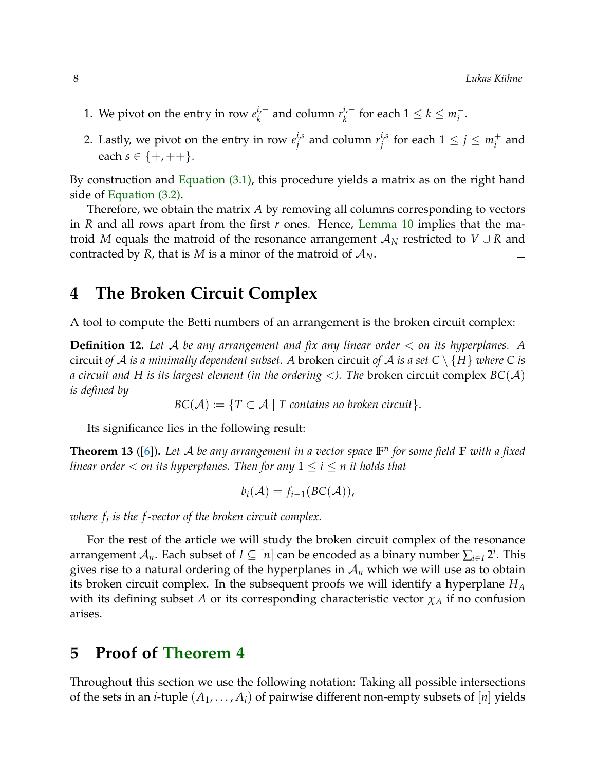1. We pivot on the entry in row $e_k^{i,-}$ and column $r_k^{i,-}$ for each $1 \leq k \leq m_i^-$.
2. Lastly, we pivot on the entry in row $e_j^{i,s}$ and column $r_j^{i,s}$ for each $1 \leq j \leq m_i^+$ and each $s \in \{+, ++\}$.

By construction and Equation (3.1), this procedure yields a matrix as on the right hand side of Equation (3.2).

Therefore, we obtain the matrix $A$ by removing all columns corresponding to vectors in $R$ and all rows apart from the first $r$ ones. Hence, Lemma 10 implies that the matroid $M$ equals the matroid of the resonance arrangement $\mathcal{A}_N$ restricted to $V \cup R$ and contracted by $R$, that is $M$ is a minor of the matroid of $\mathcal{A}_N$. □

## 4 The Broken Circuit Complex

A tool to compute the Betti numbers of an arrangement is the broken circuit complex:

**Definition 12.** *Let $\mathcal{A}$ be any arrangement and fix any linear order $<$ on its hyperplanes. A* circuit *of $\mathcal{A}$ is a minimally dependent subset. A* broken circuit *of $\mathcal{A}$ is a set $C \setminus \{H\}$ where $C$ is a circuit and $H$ is its largest element (in the ordering $<$). The* broken circuit complex *$BC(\mathcal{A})$ is defined by*

$$BC(\mathcal{A}) := \{T \subset \mathcal{A} \mid T \text{ contains no broken circuit}\}.$$

Its significance lies in the following result:

**Theorem 13** ([6])**.** *Let $\mathcal{A}$ be any arrangement in a vector space $\mathbb{F}^n$ for some field $\mathbb{F}$ with a fixed linear order $<$ on its hyperplanes. Then for any $1 \leq i \leq n$ it holds that*

$$b_i(\mathcal{A}) = f_{i-1}(BC(\mathcal{A})),$$

*where $f_i$ is the $f$-vector of the broken circuit complex.*

For the rest of the article we will study the broken circuit complex of the resonance arrangement $\mathcal{A}_n$. Each subset of $I \subseteq [n]$ can be encoded as a binary number $\sum_{i \in I} 2^i$. This gives rise to a natural ordering of the hyperplanes in $\mathcal{A}_n$ which we will use as to obtain its broken circuit complex. In the subsequent proofs we will identify a hyperplane $H_A$ with its defining subset $A$ or its corresponding characteristic vector $\chi_A$ if no confusion arises.

## 5 Proof of Theorem 4

Throughout this section we use the following notation: Taking all possible intersections of the sets in an $i$-tuple $(A_1, \ldots, A_i)$ of pairwise different non-empty subsets of $[n]$ yields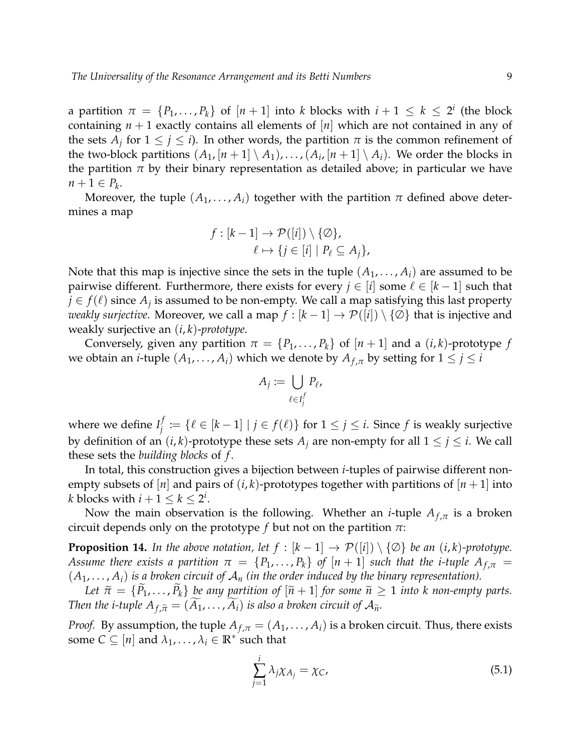a partition $\pi = \{P_1, \dots, P_k\}$ of $[n+1]$ into $k$ blocks with $i+1 \leq k \leq 2^i$ (the block containing $n+1$ exactly contains all elements of $[n]$ which are not contained in any of the sets $A_j$ for $1 \leq j \leq i$). In other words, the partition $\pi$ is the common refinement of the two-block partitions $(A_1, [n+1] \setminus A_1), \dots, (A_i, [n+1] \setminus A_i)$. We order the blocks in the partition $\pi$ by their binary representation as detailed above; in particular we have $n+1 \in P_k$.

Moreover, the tuple $(A_1, \dots, A_i)$ together with the partition $\pi$ defined above determines a map

$$
\begin{aligned}
f : [k-1] &\to \mathcal{P}([i]) \setminus \{\emptyset\}, \\
\ell &\mapsto \{j \in [i] \mid P_\ell \subseteq A_j\},
\end{aligned}
$$

Note that this map is injective since the sets in the tuple $(A_1, \dots, A_i)$ are assumed to be pairwise different. Furthermore, there exists for every $j \in [i]$ some $\ell \in [k-1]$ such that $j \in f(\ell)$ since $A_j$ is assumed to be non-empty. We call a map satisfying this last property *weakly surjective*. Moreover, we call a map $f : [k-1] \to \mathcal{P}([i]) \setminus \{\emptyset\}$ that is injective and weakly surjective an *$(i,k)$-prototype*.

Conversely, given any partition $\pi = \{P_1, \dots, P_k\}$ of $[n+1]$ and a $(i,k)$-prototype $f$ we obtain an $i$-tuple $(A_1, \dots, A_i)$ which we denote by $A_{f,\pi}$ by setting for $1 \leq j \leq i$

$$
A_j := \bigcup_{\ell \in I_j^f} P_\ell,
$$

where we define $I_j^f := \{\ell \in [k-1] \mid j \in f(\ell)\}$ for $1 \leq j \leq i$. Since $f$ is weakly surjective by definition of an $(i,k)$-prototype these sets $A_j$ are non-empty for all $1 \leq j \leq i$. We call these sets the *building blocks* of $f$.

In total, this construction gives a bijection between $i$-tuples of pairwise different non-empty subsets of $[n]$ and pairs of $(i,k)$-prototypes together with partitions of $[n+1]$ into $k$ blocks with $i+1 \leq k \leq 2^i$.

Now the main observation is the following. Whether an $i$-tuple $A_{f,\pi}$ is a broken circuit depends only on the prototype $f$ but not on the partition $\pi$:

**Proposition 14.** *In the above notation, let $f : [k-1] \to \mathcal{P}([i]) \setminus \{\emptyset\}$ be an $(i,k)$-prototype. Assume there exists a partition $\pi = \{P_1, \dots, P_k\}$ of $[n+1]$ such that the $i$-tuple $A_{f,\pi} = (A_1, \dots, A_i)$ is a broken circuit of $\mathcal{A}_n$ (in the order induced by the binary representation).*

*Let $\widetilde{\pi} = \{\widetilde{P}_1, \dots, \widetilde{P}_k\}$ be any partition of $[\widetilde{n}+1]$ for some $\widetilde{n} \geq 1$ into $k$ non-empty parts. Then the $i$-tuple $A_{f,\widetilde{\pi}} = (\widetilde{A_1}, \dots, \widetilde{A_i})$ is also a broken circuit of $\mathcal{A}_{\widetilde{n}}$.*

*Proof.* By assumption, the tuple $A_{f,\pi} = (A_1, \dots, A_i)$ is a broken circuit. Thus, there exists some $C \subseteq [n]$ and $\lambda_1, \dots, \lambda_i \in \mathbb{R}^*$ such that

$$
\sum_{j=1}^{i} \lambda_j \chi_{A_j} = \chi_C, \tag{5.1}
$$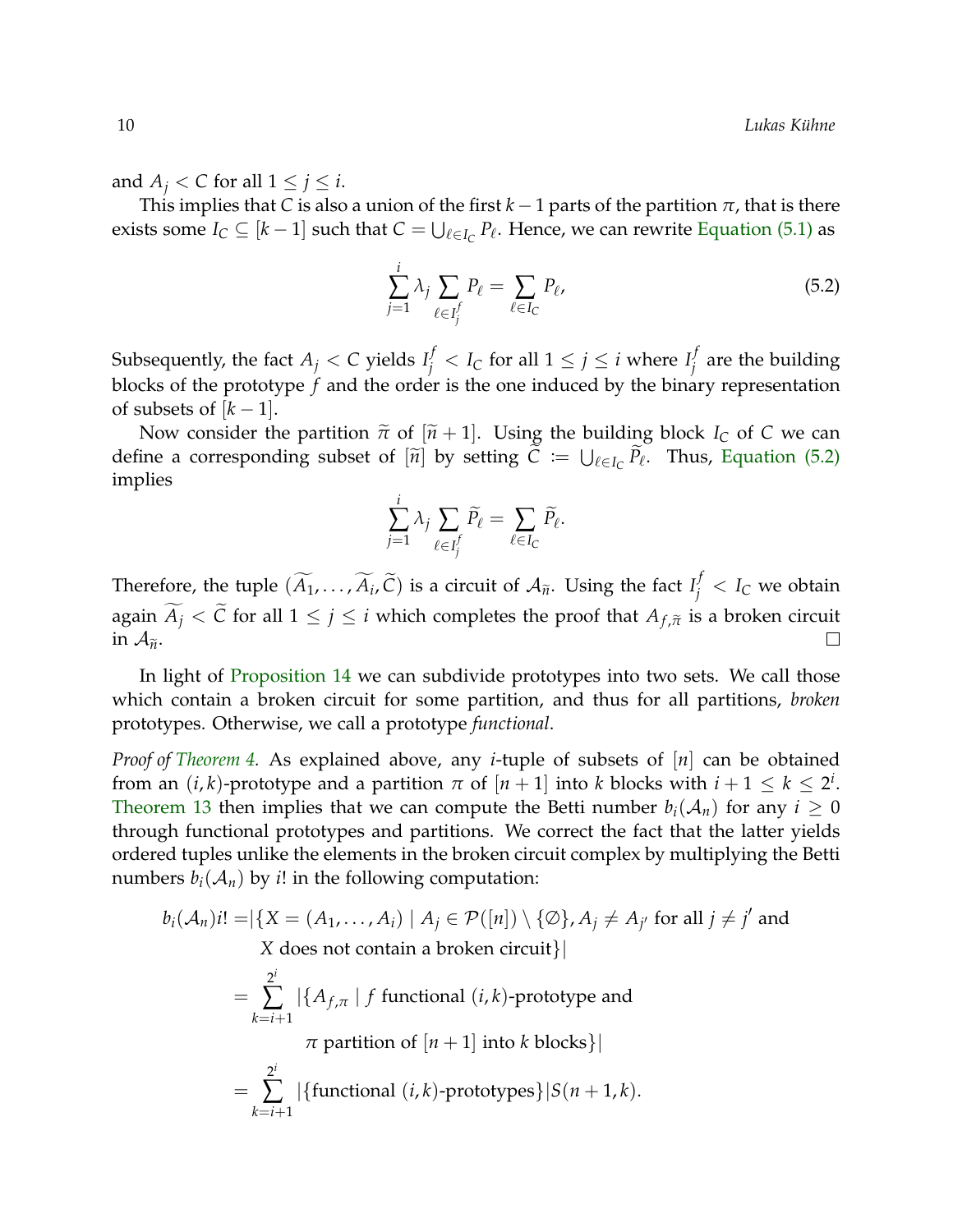and $A_j < C$ for all $1 \leq j \leq i$.

This implies that $C$ is also a union of the first $k-1$ parts of the partition $\pi$, that is there exists some $I_C \subseteq [k-1]$ such that $C = \bigcup_{\ell \in I_C} P_\ell$. Hence, we can rewrite Equation (5.1) as

$$\sum_{j=1}^{i} \lambda_j \sum_{\ell \in I_j^f} P_\ell = \sum_{\ell \in I_C} P_\ell, \tag{5.2}$$

Subsequently, the fact $A_j < C$ yields $I_j^f < I_C$ for all $1 \leq j \leq i$ where $I_j^f$ are the building blocks of the prototype $f$ and the order is the one induced by the binary representation of subsets of $[k-1]$.

Now consider the partition $\widetilde{\pi}$ of $[\widetilde{n}+1]$. Using the building block $I_C$ of $C$ we can define a corresponding subset of $[\widetilde{n}]$ by setting $\widetilde{C} := \bigcup_{\ell \in I_C} \widetilde{P}_\ell$. Thus, Equation (5.2) implies

$$\sum_{j=1}^{i} \lambda_j \sum_{\ell \in I_j^f} \widetilde{P}_\ell = \sum_{\ell \in I_C} \widetilde{P}_\ell.$$

Therefore, the tuple $(\widetilde{A_1}, \ldots, \widetilde{A_i}, \widetilde{C})$ is a circuit of $\mathcal{A}_{\widetilde{n}}$. Using the fact $I_j^f < I_C$ we obtain again $\widetilde{A_j} < \widetilde{C}$ for all $1 \leq j \leq i$ which completes the proof that $A_{f,\widetilde{\pi}}$ is a broken circuit in $\mathcal{A}_{\widetilde{n}}$. □

In light of Proposition 14 we can subdivide prototypes into two sets. We call those which contain a broken circuit for some partition, and thus for all partitions, *broken* prototypes. Otherwise, we call a prototype *functional*.

*Proof of Theorem 4.* As explained above, any $i$-tuple of subsets of $[n]$ can be obtained from an $(i,k)$-prototype and a partition $\pi$ of $[n+1]$ into $k$ blocks with $i+1 \leq k \leq 2^i$. Theorem 13 then implies that we can compute the Betti number $b_i(\mathcal{A}_n)$ for any $i \geq 0$ through functional prototypes and partitions. We correct the fact that the latter yields ordered tuples unlike the elements in the broken circuit complex by multiplying the Betti numbers $b_i(\mathcal{A}_n)$ by $i!$ in the following computation:

$$\begin{aligned}
b_i(\mathcal{A}_n)i! =& |\{X = (A_1, \ldots, A_i) \mid A_j \in \mathcal{P}([n]) \setminus \{\emptyset\}, A_j \neq A_{j'} \text{ for all } j \neq j' \text{ and} \\
& X \text{ does not contain a broken circuit}\}| \\
=& \sum_{k=i+1}^{2^i} |\{A_{f,\pi} \mid f \text{ functional } (i,k)\text{-prototype and} \\
& \qquad \pi \text{ partition of } [n+1] \text{ into } k \text{ blocks}\}| \\
=& \sum_{k=i+1}^{2^i} |\{\text{functional } (i,k)\text{-prototypes}\}| S(n+1,k).
\end{aligned}$$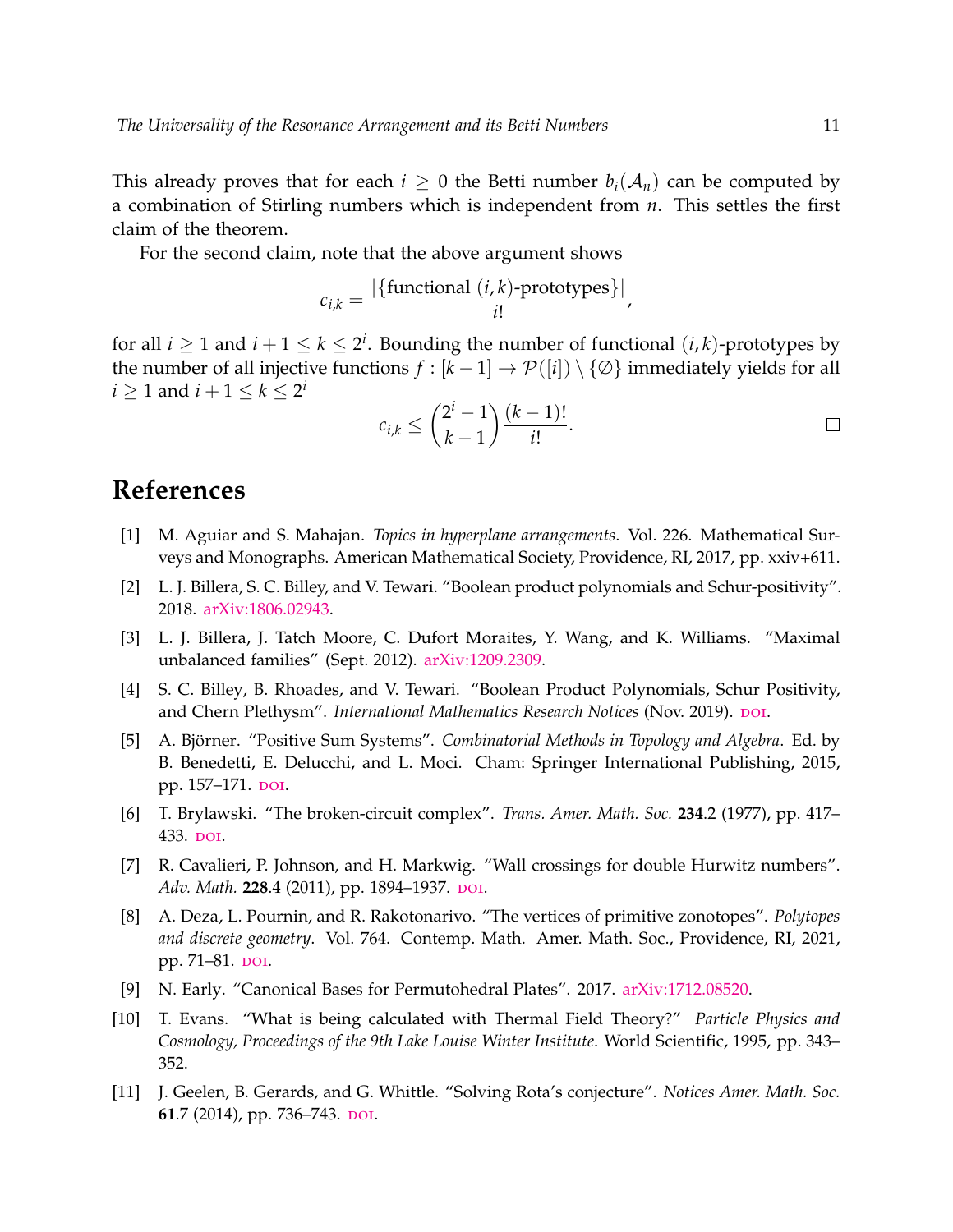This already proves that for each $i \geq 0$ the Betti number $b_i(\mathcal{A}_n)$ can be computed by a combination of Stirling numbers which is independent from $n$. This settles the first claim of the theorem.

For the second claim, note that the above argument shows

$$c_{i,k} = \frac{|\{\text{functional } (i,k)\text{-prototypes}\}|}{i!},$$

for all $i \geq 1$ and $i+1 \leq k \leq 2^i$. Bounding the number of functional $(i,k)$-prototypes by the number of all injective functions $f : [k-1] \to \mathcal{P}([i]) \setminus \{\emptyset\}$ immediately yields for all $i \geq 1$ and $i+1 \leq k \leq 2^i$

$$c_{i,k} \leq \binom{2^i - 1}{k-1} \frac{(k-1)!}{i!}. \qquad \square$$

## References

[1] M. Aguiar and S. Mahajan. *Topics in hyperplane arrangements*. Vol. 226. Mathematical Surveys and Monographs. American Mathematical Society, Providence, RI, 2017, pp. xxiv+611.

[2] L. J. Billera, S. C. Billey, and V. Tewari. “Boolean product polynomials and Schur-positivity”. 2018. arXiv:1806.02943.

[3] L. J. Billera, J. Tatch Moore, C. Dufort Moraites, Y. Wang, and K. Williams. “Maximal unbalanced families” (Sept. 2012). arXiv:1209.2309.

[4] S. C. Billey, B. Rhoades, and V. Tewari. “Boolean Product Polynomials, Schur Positivity, and Chern Plethysm”. *International Mathematics Research Notices* (Nov. 2019). DOI.

[5] A. Björner. “Positive Sum Systems”. *Combinatorial Methods in Topology and Algebra*. Ed. by B. Benedetti, E. Delucchi, and L. Moci. Cham: Springer International Publishing, 2015, pp. 157–171. DOI.

[6] T. Brylawski. “The broken-circuit complex”. *Trans. Amer. Math. Soc.* **234**.2 (1977), pp. 417–433. DOI.

[7] R. Cavalieri, P. Johnson, and H. Markwig. “Wall crossings for double Hurwitz numbers”. *Adv. Math.* **228**.4 (2011), pp. 1894–1937. DOI.

[8] A. Deza, L. Pournin, and R. Rakotonarivo. “The vertices of primitive zonotopes”. *Polytopes and discrete geometry*. Vol. 764. Contemp. Math. Amer. Math. Soc., Providence, RI, 2021, pp. 71–81. DOI.

[9] N. Early. “Canonical Bases for Permutohedral Plates”. 2017. arXiv:1712.08520.

[10] T. Evans. “What is being calculated with Thermal Field Theory?” *Particle Physics and Cosmology, Proceedings of the 9th Lake Louise Winter Institute*. World Scientific, 1995, pp. 343–352.

[11] J. Geelen, B. Gerards, and G. Whittle. “Solving Rota’s conjecture”. *Notices Amer. Math. Soc.* **61**.7 (2014), pp. 736–743. DOI.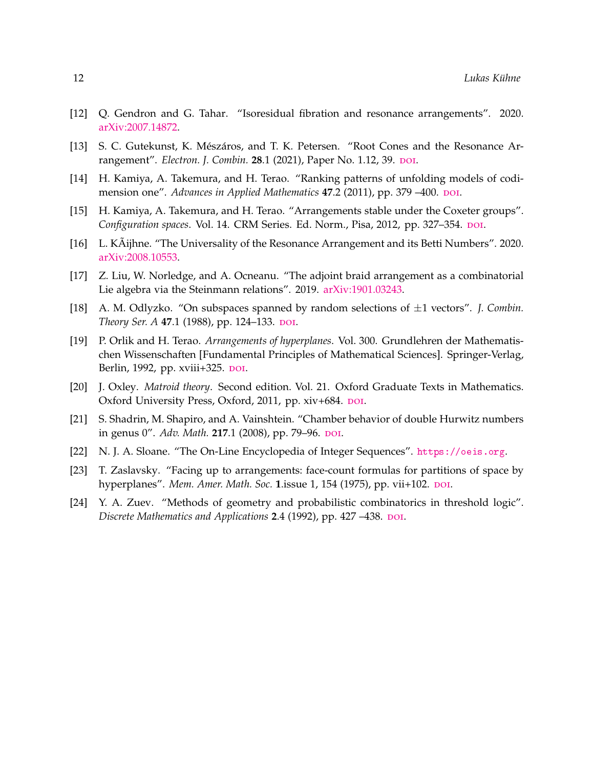[12] Q. Gendron and G. Tahar. "Isoresidual fibration and resonance arrangements". 2020. arXiv:2007.14872.

[13] S. C. Gutekunst, K. Mészáros, and T. K. Petersen. "Root Cones and the Resonance Arrangement". *Electron. J. Combin.* **28**.1 (2021), Paper No. 1.12, 39. DOI.

[14] H. Kamiya, A. Takemura, and H. Terao. "Ranking patterns of unfolding models of codimension one". *Advances in Applied Mathematics* **47**.2 (2011), pp. 379 –400. DOI.

[15] H. Kamiya, A. Takemura, and H. Terao. "Arrangements stable under the Coxeter groups". *Configuration spaces*. Vol. 14. CRM Series. Ed. Norm., Pisa, 2012, pp. 327–354. DOI.

[16] L. KÃijhne. "The Universality of the Resonance Arrangement and its Betti Numbers". 2020. arXiv:2008.10553.

[17] Z. Liu, W. Norledge, and A. Ocneanu. "The adjoint braid arrangement as a combinatorial Lie algebra via the Steinmann relations". 2019. arXiv:1901.03243.

[18] A. M. Odlyzko. "On subspaces spanned by random selections of $\pm 1$ vectors". *J. Combin. Theory Ser. A* **47**.1 (1988), pp. 124–133. DOI.

[19] P. Orlik and H. Terao. *Arrangements of hyperplanes*. Vol. 300. Grundlehren der Mathematischen Wissenschaften [Fundamental Principles of Mathematical Sciences]. Springer-Verlag, Berlin, 1992, pp. xviii+325. DOI.

[20] J. Oxley. *Matroid theory*. Second edition. Vol. 21. Oxford Graduate Texts in Mathematics. Oxford University Press, Oxford, 2011, pp. xiv+684. DOI.

[21] S. Shadrin, M. Shapiro, and A. Vainshtein. "Chamber behavior of double Hurwitz numbers in genus 0". *Adv. Math.* **217**.1 (2008), pp. 79–96. DOI.

[22] N. J. A. Sloane. "The On-Line Encyclopedia of Integer Sequences". `https://oeis.org`.

[23] T. Zaslavsky. "Facing up to arrangements: face-count formulas for partitions of space by hyperplanes". *Mem. Amer. Math. Soc.* **1**.issue 1, 154 (1975), pp. vii+102. DOI.

[24] Y. A. Zuev. "Methods of geometry and probabilistic combinatorics in threshold logic". *Discrete Mathematics and Applications* **2**.4 (1992), pp. 427 –438. DOI.